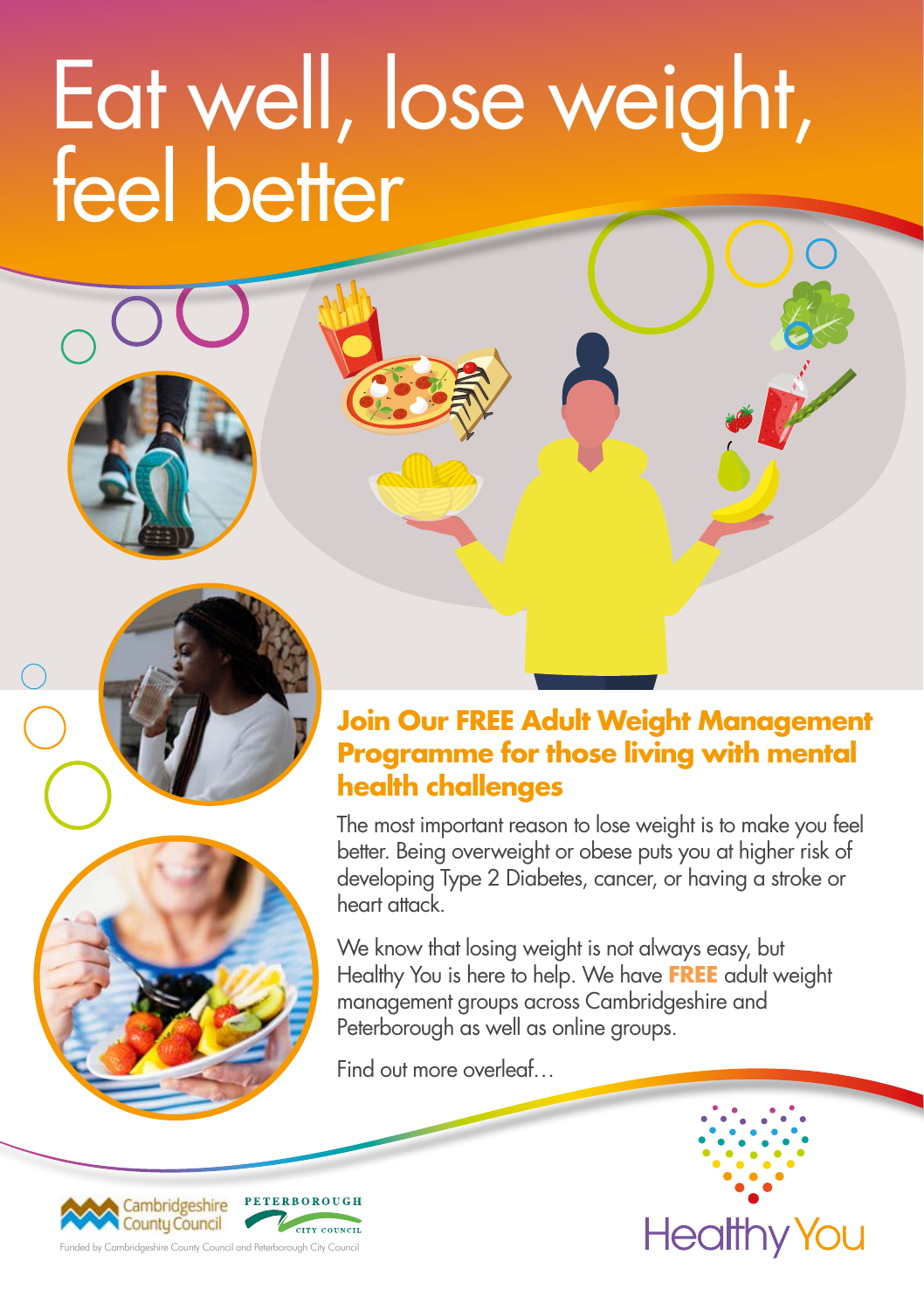# Eat well, lose weight, feel better

## Join Our FREE Adult Weight Management Programme for those living with mental health challenges

The most important reason to lose weight is to make you feel better. Being overweight or obese puts you at higher risk of developing Type 2 Diabetes, cancer, or having a stroke or heart attack.

We know that losing weight is not always easy, but Healthy You is here to help. We have **FREE** adult weight management groups across Cambridgeshire and Peterborough as well as online groups.

Find out more overleaf…

Cambridgeshire County Council

Peterborough City Council

Funded by Cambridgeshire County Council and Peterborough City Council

Healthy You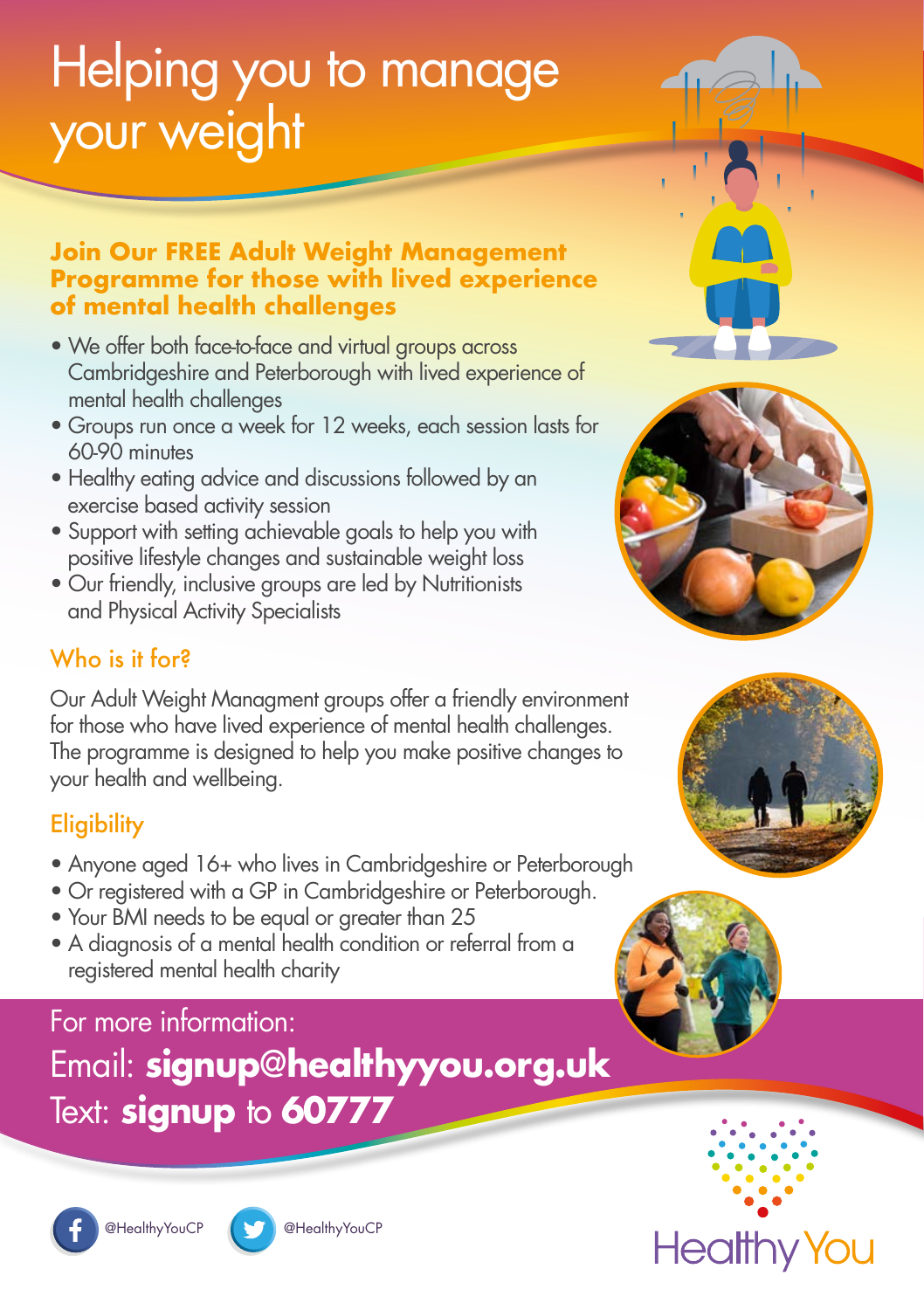# Helping you to manage your weight

**Join Our FREE Adult Weight Management Programme for those with lived experience of mental health challenges**

- We offer both face-to-face and virtual groups across Cambridgeshire and Peterborough with lived experience of mental health challenges
- Groups run once a week for 12 weeks, each session lasts for 60-90 minutes
- Healthy eating advice and discussions followed by an exercise based activity session
- Support with setting achievable goals to help you with positive lifestyle changes and sustainable weight loss
- Our friendly, inclusive groups are led by Nutritionists and Physical Activity Specialists

## Who is it for?

Our Adult Weight Managment groups offer a friendly environment for those who have lived experience of mental health challenges. The programme is designed to help you make positive changes to your health and wellbeing.

## Eligibility

- Anyone aged 16+ who lives in Cambridgeshire or Peterborough
- Or registered with a GP in Cambridgeshire or Peterborough.
- Your BMI needs to be equal or greater than 25
- A diagnosis of a mental health condition or referral from a registered mental health charity

For more information:

Email: **signup@healthyyou.org.uk**

Text: **signup** to **60777**

@HealthyYouCP

@HealthyYouCP

Healthy You